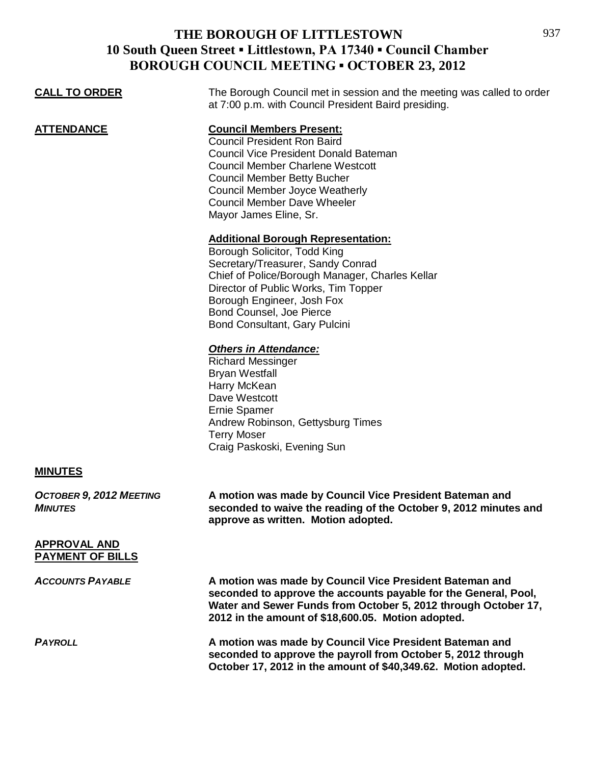# THE BOROUGH OF LITTLESTOWN
## 10 South Queen Street ▪ Littlestown, PA 17340 ▪ Council Chamber
## BOROUGH COUNCIL MEETING ▪ OCTOBER 23, 2012

**CALL TO ORDER**

The Borough Council met in session and the meeting was called to order at 7:00 p.m. with Council President Baird presiding.

**ATTENDANCE**

**Council Members Present:**
Council President Ron Baird
Council Vice President Donald Bateman
Council Member Charlene Westcott
Council Member Betty Bucher
Council Member Joyce Weatherly
Council Member Dave Wheeler
Mayor James Eline, Sr.

**Additional Borough Representation:**
Borough Solicitor, Todd King
Secretary/Treasurer, Sandy Conrad
Chief of Police/Borough Manager, Charles Kellar
Director of Public Works, Tim Topper
Borough Engineer, Josh Fox
Bond Counsel, Joe Pierce
Bond Consultant, Gary Pulcini

***Others in Attendance:***
Richard Messinger
Bryan Westfall
Harry McKean
Dave Westcott
Ernie Spamer
Andrew Robinson, Gettysburg Times
Terry Moser
Craig Paskoski, Evening Sun

**MINUTES**

***OCTOBER 9, 2012 MEETING MINUTES***

**A motion was made by Council Vice President Bateman and seconded to waive the reading of the October 9, 2012 minutes and approve as written. Motion adopted.**

**APPROVAL AND PAYMENT OF BILLS**

***ACCOUNTS PAYABLE***

**A motion was made by Council Vice President Bateman and seconded to approve the accounts payable for the General, Pool, Water and Sewer Funds from October 5, 2012 through October 17, 2012 in the amount of $18,600.05. Motion adopted.**

***PAYROLL***

**A motion was made by Council Vice President Bateman and seconded to approve the payroll from October 5, 2012 through October 17, 2012 in the amount of $40,349.62. Motion adopted.**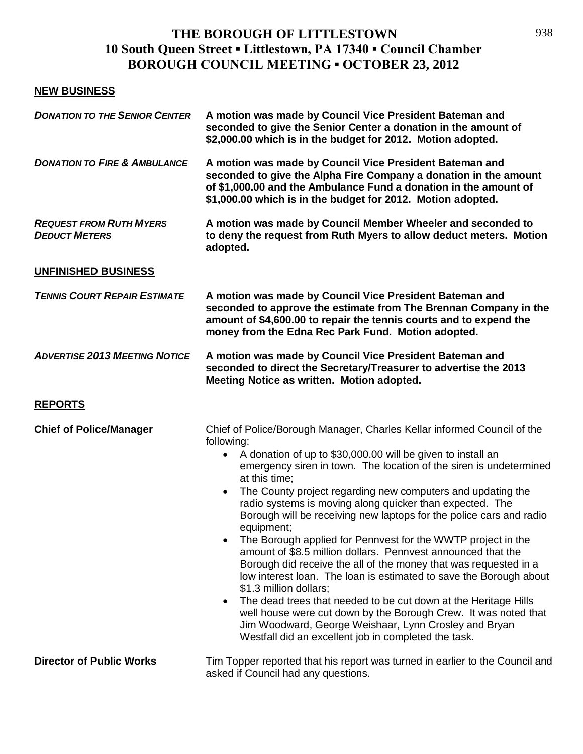# THE BOROUGH OF LITTLESTOWN
## 10 South Queen Street ▪ Littlestown, PA 17340 ▪ Council Chamber
## BOROUGH COUNCIL MEETING ▪ OCTOBER 23, 2012

### NEW BUSINESS

***DONATION TO THE SENIOR CENTER*** **A motion was made by Council Vice President Bateman and seconded to give the Senior Center a donation in the amount of $2,000.00 which is in the budget for 2012. Motion adopted.**

***DONATION TO FIRE & AMBULANCE*** **A motion was made by Council Vice President Bateman and seconded to give the Alpha Fire Company a donation in the amount of $1,000.00 and the Ambulance Fund a donation in the amount of $1,000.00 which is in the budget for 2012. Motion adopted.**

***REQUEST FROM RUTH MYERS DEDUCT METERS*** **A motion was made by Council Member Wheeler and seconded to to deny the request from Ruth Myers to allow deduct meters. Motion adopted.**

### UNFINISHED BUSINESS

***TENNIS COURT REPAIR ESTIMATE*** **A motion was made by Council Vice President Bateman and seconded to approve the estimate from The Brennan Company in the amount of $4,600.00 to repair the tennis courts and to expend the money from the Edna Rec Park Fund. Motion adopted.**

***ADVERTISE 2013 MEETING NOTICE*** **A motion was made by Council Vice President Bateman and seconded to direct the Secretary/Treasurer to advertise the 2013 Meeting Notice as written. Motion adopted.**

### REPORTS

**Chief of Police/Manager** Chief of Police/Borough Manager, Charles Kellar informed Council of the following:

- A donation of up to $30,000.00 will be given to install an emergency siren in town. The location of the siren is undetermined at this time;
- The County project regarding new computers and updating the radio systems is moving along quicker than expected. The Borough will be receiving new laptops for the police cars and radio equipment;
- The Borough applied for Pennvest for the WWTP project in the amount of $8.5 million dollars. Pennvest announced that the Borough did receive the all of the money that was requested in a low interest loan. The loan is estimated to save the Borough about $1.3 million dollars;
- The dead trees that needed to be cut down at the Heritage Hills well house were cut down by the Borough Crew. It was noted that Jim Woodward, George Weishaar, Lynn Crosley and Bryan Westfall did an excellent job in completed the task.

**Director of Public Works** Tim Topper reported that his report was turned in earlier to the Council and asked if Council had any questions.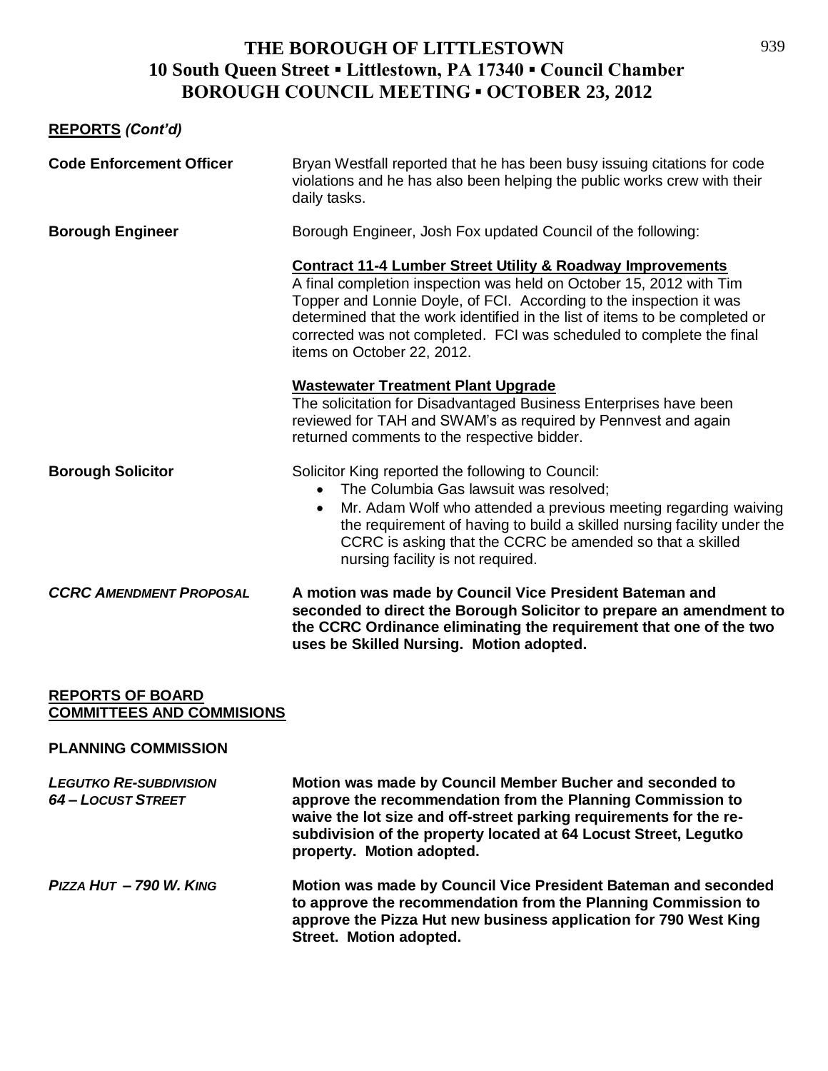# THE BOROUGH OF LITTLESTOWN
## 10 South Queen Street ▪ Littlestown, PA 17340 ▪ Council Chamber
## BOROUGH COUNCIL MEETING ▪ OCTOBER 23, 2012

**REPORTS** *(Cont'd)*

**Code Enforcement Officer**

Bryan Westfall reported that he has been busy issuing citations for code violations and he has also been helping the public works crew with their daily tasks.

**Borough Engineer**

Borough Engineer, Josh Fox updated Council of the following:

**Contract 11-4 Lumber Street Utility & Roadway Improvements**
A final completion inspection was held on October 15, 2012 with Tim Topper and Lonnie Doyle, of FCI. According to the inspection it was determined that the work identified in the list of items to be completed or corrected was not completed. FCI was scheduled to complete the final items on October 22, 2012.

**Wastewater Treatment Plant Upgrade**
The solicitation for Disadvantaged Business Enterprises have been reviewed for TAH and SWAM's as required by Pennvest and again returned comments to the respective bidder.

**Borough Solicitor**

Solicitor King reported the following to Council:

- The Columbia Gas lawsuit was resolved;
- Mr. Adam Wolf who attended a previous meeting regarding waiving the requirement of having to build a skilled nursing facility under the CCRC is asking that the CCRC be amended so that a skilled nursing facility is not required.

***CCRC AMENDMENT PROPOSAL***

**A motion was made by Council Vice President Bateman and seconded to direct the Borough Solicitor to prepare an amendment to the CCRC Ordinance eliminating the requirement that one of the two uses be Skilled Nursing. Motion adopted.**

**REPORTS OF BOARD COMMITTEES AND COMMISIONS**

**PLANNING COMMISSION**

***LEGUTKO RE-SUBDIVISION 64 – LOCUST STREET***

**Motion was made by Council Member Bucher and seconded to approve the recommendation from the Planning Commission to waive the lot size and off-street parking requirements for the re-subdivision of the property located at 64 Locust Street, Legutko property. Motion adopted.**

***PIZZA HUT – 790 W. KING***

**Motion was made by Council Vice President Bateman and seconded to approve the recommendation from the Planning Commission to approve the Pizza Hut new business application for 790 West King Street. Motion adopted.**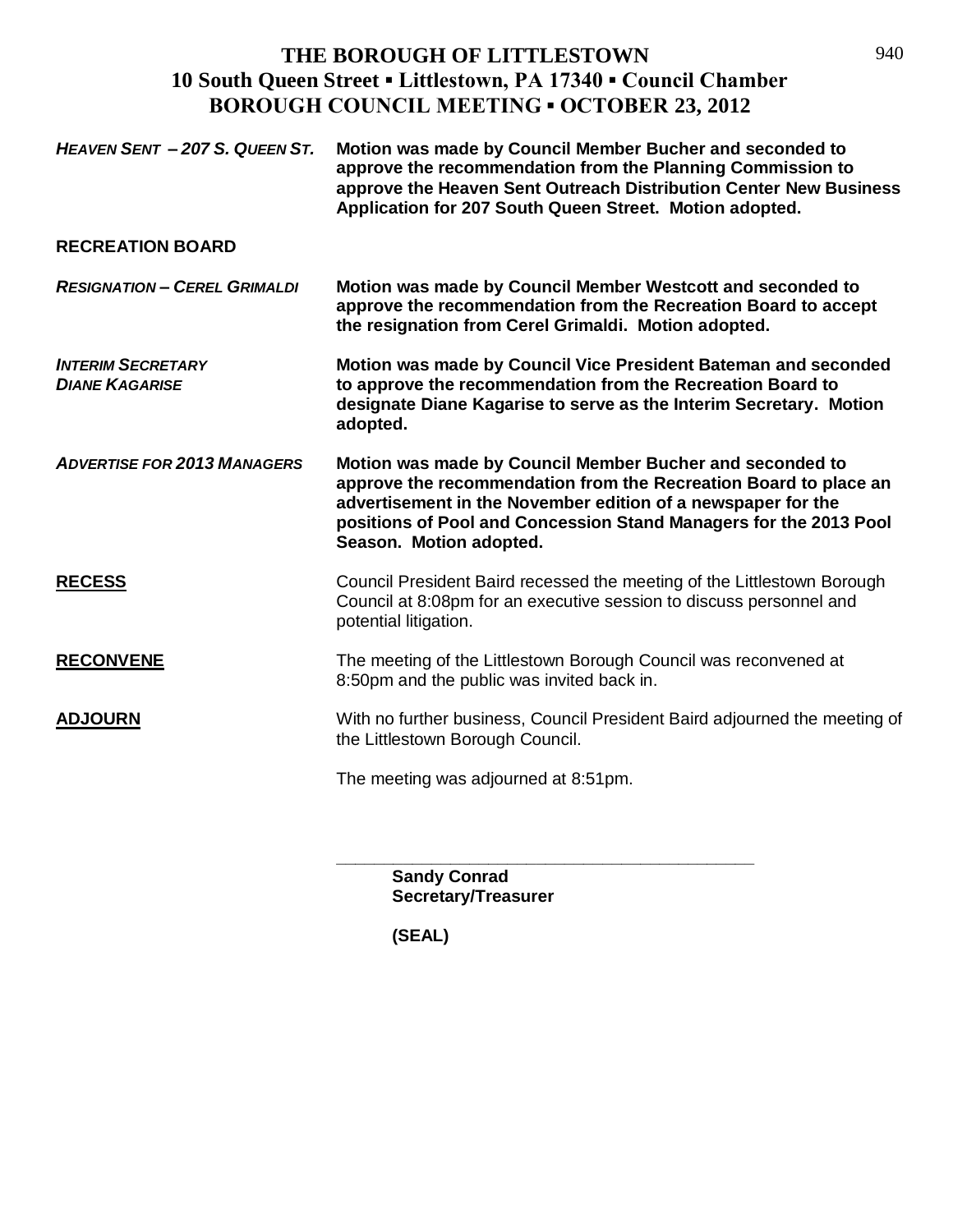# THE BOROUGH OF LITTLESTOWN
## 10 South Queen Street ▪ Littlestown, PA 17340 ▪ Council Chamber
## BOROUGH COUNCIL MEETING ▪ OCTOBER 23, 2012

***HEAVEN SENT – 207 S. QUEEN ST.*** **Motion was made by Council Member Bucher and seconded to approve the recommendation from the Planning Commission to approve the Heaven Sent Outreach Distribution Center New Business Application for 207 South Queen Street. Motion adopted.**

**RECREATION BOARD**

***RESIGNATION – CEREL GRIMALDI*** **Motion was made by Council Member Westcott and seconded to approve the recommendation from the Recreation Board to accept the resignation from Cerel Grimaldi. Motion adopted.**

***INTERIM SECRETARY DIANE KAGARISE*** **Motion was made by Council Vice President Bateman and seconded to approve the recommendation from the Recreation Board to designate Diane Kagarise to serve as the Interim Secretary. Motion adopted.**

***ADVERTISE FOR 2013 MANAGERS*** **Motion was made by Council Member Bucher and seconded to approve the recommendation from the Recreation Board to place an advertisement in the November edition of a newspaper for the positions of Pool and Concession Stand Managers for the 2013 Pool Season. Motion adopted.**

**RECESS** Council President Baird recessed the meeting of the Littlestown Borough Council at 8:08pm for an executive session to discuss personnel and potential litigation.

**RECONVENE** The meeting of the Littlestown Borough Council was reconvened at 8:50pm and the public was invited back in.

**ADJOURN** With no further business, Council President Baird adjourned the meeting of the Littlestown Borough Council.

The meeting was adjourned at 8:51pm.

\_\_\_\_\_\_\_\_\_\_\_\_\_\_\_\_\_\_\_\_\_\_\_\_\_\_\_\_\_\_\_\_\_\_\_\_\_\_\_\_\_\_

**Sandy Conrad**
**Secretary/Treasurer**

**(SEAL)**